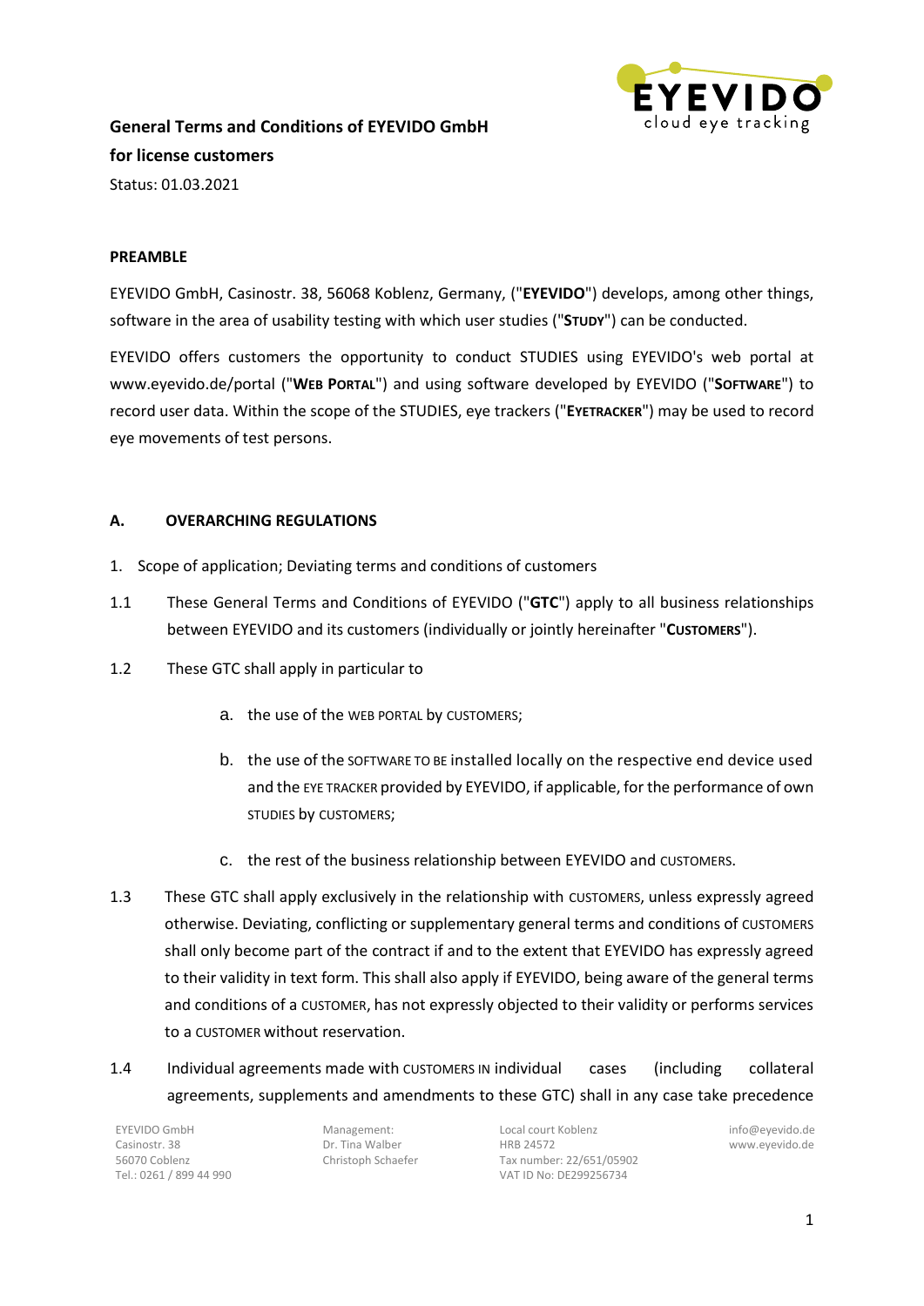**General Terms and Conditions of EYEVIDO GmbH**

**for license customers**

Status: 01.03.2021

**PREAMBLE**

EYEVIDO GmbH, Casinostr. 38, 56068 Koblenz, Germany, ("**EYEVIDO**") develops, among other things, software in the area of usability testing with which user studies ("**STUDY**") can be conducted.

EYEVIDO offers customers the opportunity to conduct STUDIES using EYEVIDO's web portal at www.eyevido.de/portal ("**WEB PORTAL**") and using software developed by EYEVIDO ("**SOFTWARE**") to record user data. Within the scope of the STUDIES, eye trackers ("**EYETRACKER**") may be used to record eye movements of test persons.

## A. OVERARCHING REGULATIONS

1. Scope of application; Deviating terms and conditions of customers

1.1 These General Terms and Conditions of EYEVIDO ("**GTC**") apply to all business relationships between EYEVIDO and its customers (individually or jointly hereinafter "**CUSTOMERS**").

1.2 These GTC shall apply in particular to

a. the use of the WEB PORTAL by CUSTOMERS;

b. the use of the SOFTWARE TO BE installed locally on the respective end device used and the EYE TRACKER provided by EYEVIDO, if applicable, for the performance of own STUDIES by CUSTOMERS;

c. the rest of the business relationship between EYEVIDO and CUSTOMERS.

1.3 These GTC shall apply exclusively in the relationship with CUSTOMERS, unless expressly agreed otherwise. Deviating, conflicting or supplementary general terms and conditions of CUSTOMERS shall only become part of the contract if and to the extent that EYEVIDO has expressly agreed to their validity in text form. This shall also apply if EYEVIDO, being aware of the general terms and conditions of a CUSTOMER, has not expressly objected to their validity or performs services to a CUSTOMER without reservation.

1.4 Individual agreements made with CUSTOMERS IN individual cases (including collateral agreements, supplements and amendments to these GTC) shall in any case take precedence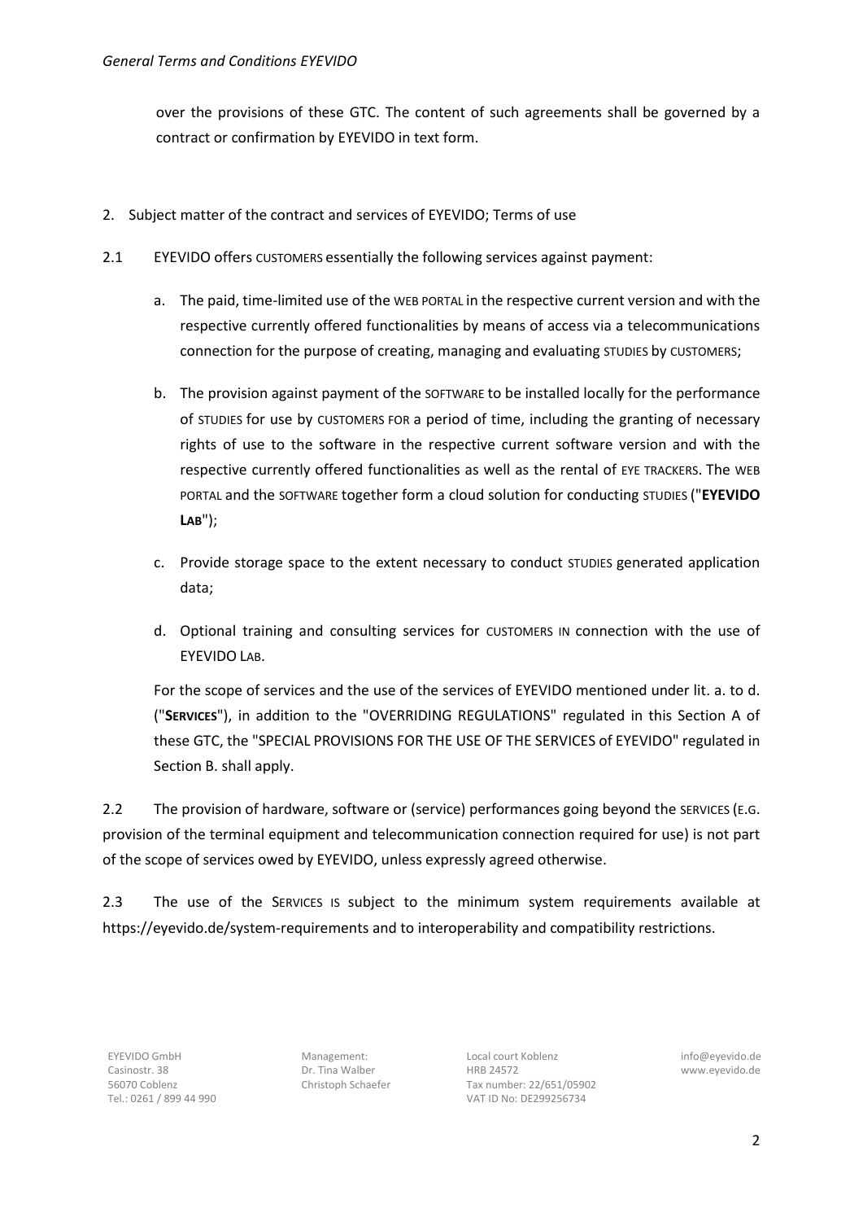over the provisions of these GTC. The content of such agreements shall be governed by a contract or confirmation by EYEVIDO in text form.

2. Subject matter of the contract and services of EYEVIDO; Terms of use

2.1 EYEVIDO offers CUSTOMERS essentially the following services against payment:

a. The paid, time-limited use of the WEB PORTAL in the respective current version and with the respective currently offered functionalities by means of access via a telecommunications connection for the purpose of creating, managing and evaluating STUDIES by CUSTOMERS;

b. The provision against payment of the SOFTWARE to be installed locally for the performance of STUDIES for use by CUSTOMERS FOR a period of time, including the granting of necessary rights of use to the software in the respective current software version and with the respective currently offered functionalities as well as the rental of EYE TRACKERS. The WEB PORTAL and the SOFTWARE together form a cloud solution for conducting STUDIES ("**EYEVIDO LAB**");

c. Provide storage space to the extent necessary to conduct STUDIES generated application data;

d. Optional training and consulting services for CUSTOMERS IN connection with the use of EYEVIDO LAB.

For the scope of services and the use of the services of EYEVIDO mentioned under lit. a. to d. ("**SERVICES**"), in addition to the "OVERRIDING REGULATIONS" regulated in this Section A of these GTC, the "SPECIAL PROVISIONS FOR THE USE OF THE SERVICES of EYEVIDO" regulated in Section B. shall apply.

2.2 The provision of hardware, software or (service) performances going beyond the SERVICES (E.G. provision of the terminal equipment and telecommunication connection required for use) is not part of the scope of services owed by EYEVIDO, unless expressly agreed otherwise.

2.3 The use of the SERVICES IS subject to the minimum system requirements available at https://eyevido.de/system-requirements and to interoperability and compatibility restrictions.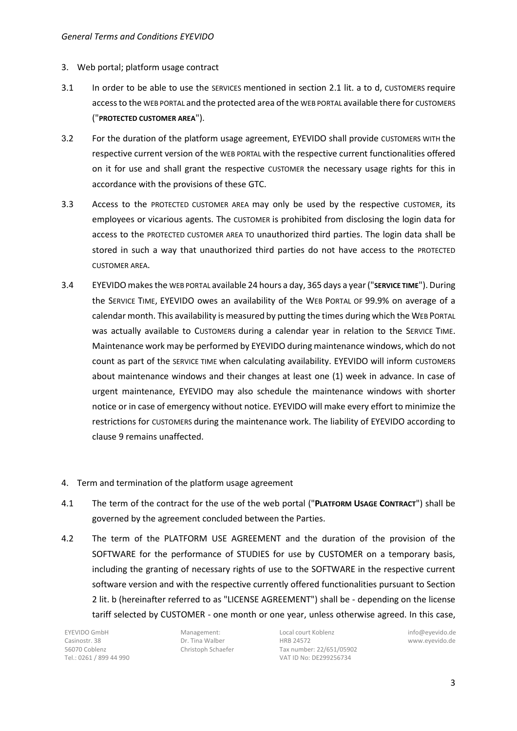## 3. Web portal; platform usage contract

3.1 In order to be able to use the SERVICES mentioned in section 2.1 lit. a to d, CUSTOMERS require access to the WEB PORTAL and the protected area of the WEB PORTAL available there for CUSTOMERS ("**PROTECTED CUSTOMER AREA**").

3.2 For the duration of the platform usage agreement, EYEVIDO shall provide CUSTOMERS WITH the respective current version of the WEB PORTAL with the respective current functionalities offered on it for use and shall grant the respective CUSTOMER the necessary usage rights for this in accordance with the provisions of these GTC.

3.3 Access to the PROTECTED CUSTOMER AREA may only be used by the respective CUSTOMER, its employees or vicarious agents. The CUSTOMER is prohibited from disclosing the login data for access to the PROTECTED CUSTOMER AREA TO unauthorized third parties. The login data shall be stored in such a way that unauthorized third parties do not have access to the PROTECTED CUSTOMER AREA.

3.4 EYEVIDO makes the WEB PORTAL available 24 hours a day, 365 days a year ("**SERVICE TIME**"). During the SERVICE TIME, EYEVIDO owes an availability of the WEB PORTAL OF 99.9% on average of a calendar month. This availability is measured by putting the times during which the WEB PORTAL was actually available to CUSTOMERS during a calendar year in relation to the SERVICE TIME. Maintenance work may be performed by EYEVIDO during maintenance windows, which do not count as part of the SERVICE TIME when calculating availability. EYEVIDO will inform CUSTOMERS about maintenance windows and their changes at least one (1) week in advance. In case of urgent maintenance, EYEVIDO may also schedule the maintenance windows with shorter notice or in case of emergency without notice. EYEVIDO will make every effort to minimize the restrictions for CUSTOMERS during the maintenance work. The liability of EYEVIDO according to clause 9 remains unaffected.

## 4. Term and termination of the platform usage agreement

4.1 The term of the contract for the use of the web portal ("**PLATFORM USAGE CONTRACT**") shall be governed by the agreement concluded between the Parties.

4.2 The term of the PLATFORM USE AGREEMENT and the duration of the provision of the SOFTWARE for the performance of STUDIES for use by CUSTOMER on a temporary basis, including the granting of necessary rights of use to the SOFTWARE in the respective current software version and with the respective currently offered functionalities pursuant to Section 2 lit. b (hereinafter referred to as "LICENSE AGREEMENT") shall be - depending on the license tariff selected by CUSTOMER - one month or one year, unless otherwise agreed. In this case,

EYEVIDO GmbH
Casinostr. 38
56070 Coblenz
Tel.: 0261 / 899 44 990

Management:
Dr. Tina Walber
Christoph Schaefer

Local court Koblenz
HRB 24572
Tax number: 22/651/05902
VAT ID No: DE299256734

info@eyevido.de
www.eyevido.de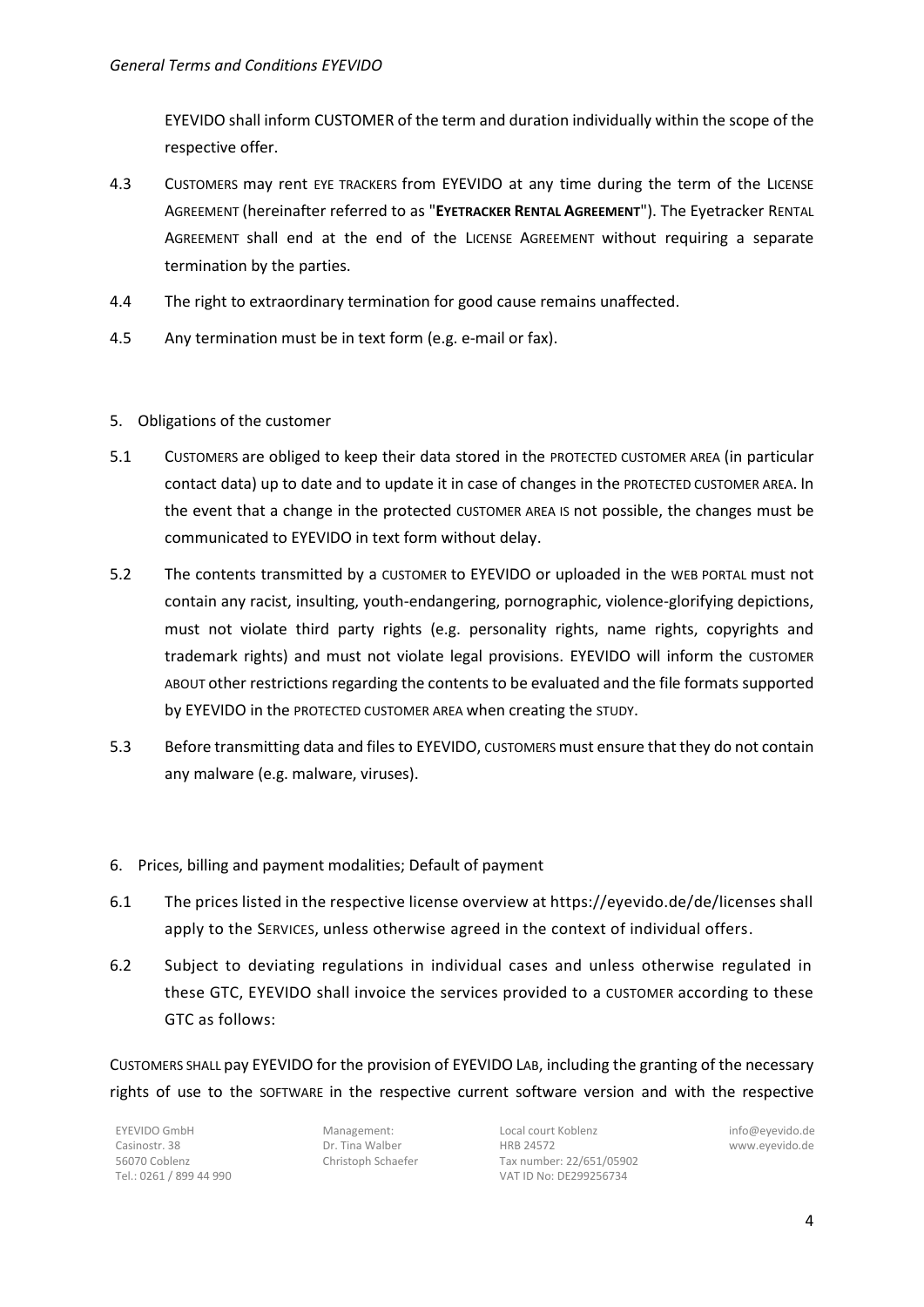EYEVIDO shall inform CUSTOMER of the term and duration individually within the scope of the respective offer.

4.3 CUSTOMERS may rent EYE TRACKERS from EYEVIDO at any time during the term of the LICENSE AGREEMENT (hereinafter referred to as "**EYETRACKER RENTAL AGREEMENT**"). The Eyetracker RENTAL AGREEMENT shall end at the end of the LICENSE AGREEMENT without requiring a separate termination by the parties.

4.4 The right to extraordinary termination for good cause remains unaffected.

4.5 Any termination must be in text form (e.g. e-mail or fax).

5. Obligations of the customer

5.1 CUSTOMERS are obliged to keep their data stored in the PROTECTED CUSTOMER AREA (in particular contact data) up to date and to update it in case of changes in the PROTECTED CUSTOMER AREA. In the event that a change in the protected CUSTOMER AREA IS not possible, the changes must be communicated to EYEVIDO in text form without delay.

5.2 The contents transmitted by a CUSTOMER to EYEVIDO or uploaded in the WEB PORTAL must not contain any racist, insulting, youth-endangering, pornographic, violence-glorifying depictions, must not violate third party rights (e.g. personality rights, name rights, copyrights and trademark rights) and must not violate legal provisions. EYEVIDO will inform the CUSTOMER ABOUT other restrictions regarding the contents to be evaluated and the file formats supported by EYEVIDO in the PROTECTED CUSTOMER AREA when creating the STUDY.

5.3 Before transmitting data and files to EYEVIDO, CUSTOMERS must ensure that they do not contain any malware (e.g. malware, viruses).

6. Prices, billing and payment modalities; Default of payment

6.1 The prices listed in the respective license overview at https://eyevido.de/de/licenses shall apply to the SERVICES, unless otherwise agreed in the context of individual offers.

6.2 Subject to deviating regulations in individual cases and unless otherwise regulated in these GTC, EYEVIDO shall invoice the services provided to a CUSTOMER according to these GTC as follows:

CUSTOMERS SHALL pay EYEVIDO for the provision of EYEVIDO LAB, including the granting of the necessary rights of use to the SOFTWARE in the respective current software version and with the respective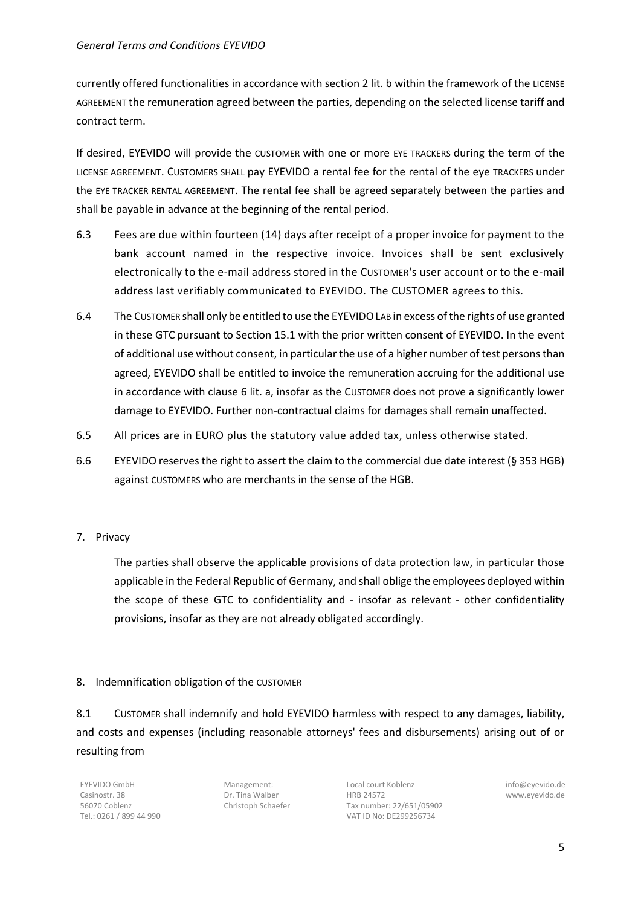currently offered functionalities in accordance with section 2 lit. b within the framework of the LICENSE AGREEMENT the remuneration agreed between the parties, depending on the selected license tariff and contract term.

If desired, EYEVIDO will provide the CUSTOMER with one or more EYE TRACKERS during the term of the LICENSE AGREEMENT. CUSTOMERS SHALL pay EYEVIDO a rental fee for the rental of the eye TRACKERS under the EYE TRACKER RENTAL AGREEMENT. The rental fee shall be agreed separately between the parties and shall be payable in advance at the beginning of the rental period.

6.3 Fees are due within fourteen (14) days after receipt of a proper invoice for payment to the bank account named in the respective invoice. Invoices shall be sent exclusively electronically to the e-mail address stored in the CUSTOMER's user account or to the e-mail address last verifiably communicated to EYEVIDO. The CUSTOMER agrees to this.

6.4 The CUSTOMER shall only be entitled to use the EYEVIDO LAB in excess of the rights of use granted in these GTC pursuant to Section 15.1 with the prior written consent of EYEVIDO. In the event of additional use without consent, in particular the use of a higher number of test persons than agreed, EYEVIDO shall be entitled to invoice the remuneration accruing for the additional use in accordance with clause 6 lit. a, insofar as the CUSTOMER does not prove a significantly lower damage to EYEVIDO. Further non-contractual claims for damages shall remain unaffected.

6.5 All prices are in EURO plus the statutory value added tax, unless otherwise stated.

6.6 EYEVIDO reserves the right to assert the claim to the commercial due date interest (§ 353 HGB) against CUSTOMERS who are merchants in the sense of the HGB.

## 7. Privacy

The parties shall observe the applicable provisions of data protection law, in particular those applicable in the Federal Republic of Germany, and shall oblige the employees deployed within the scope of these GTC to confidentiality and - insofar as relevant - other confidentiality provisions, insofar as they are not already obligated accordingly.

## 8. Indemnification obligation of the CUSTOMER

8.1 CUSTOMER shall indemnify and hold EYEVIDO harmless with respect to any damages, liability, and costs and expenses (including reasonable attorneys' fees and disbursements) arising out of or resulting from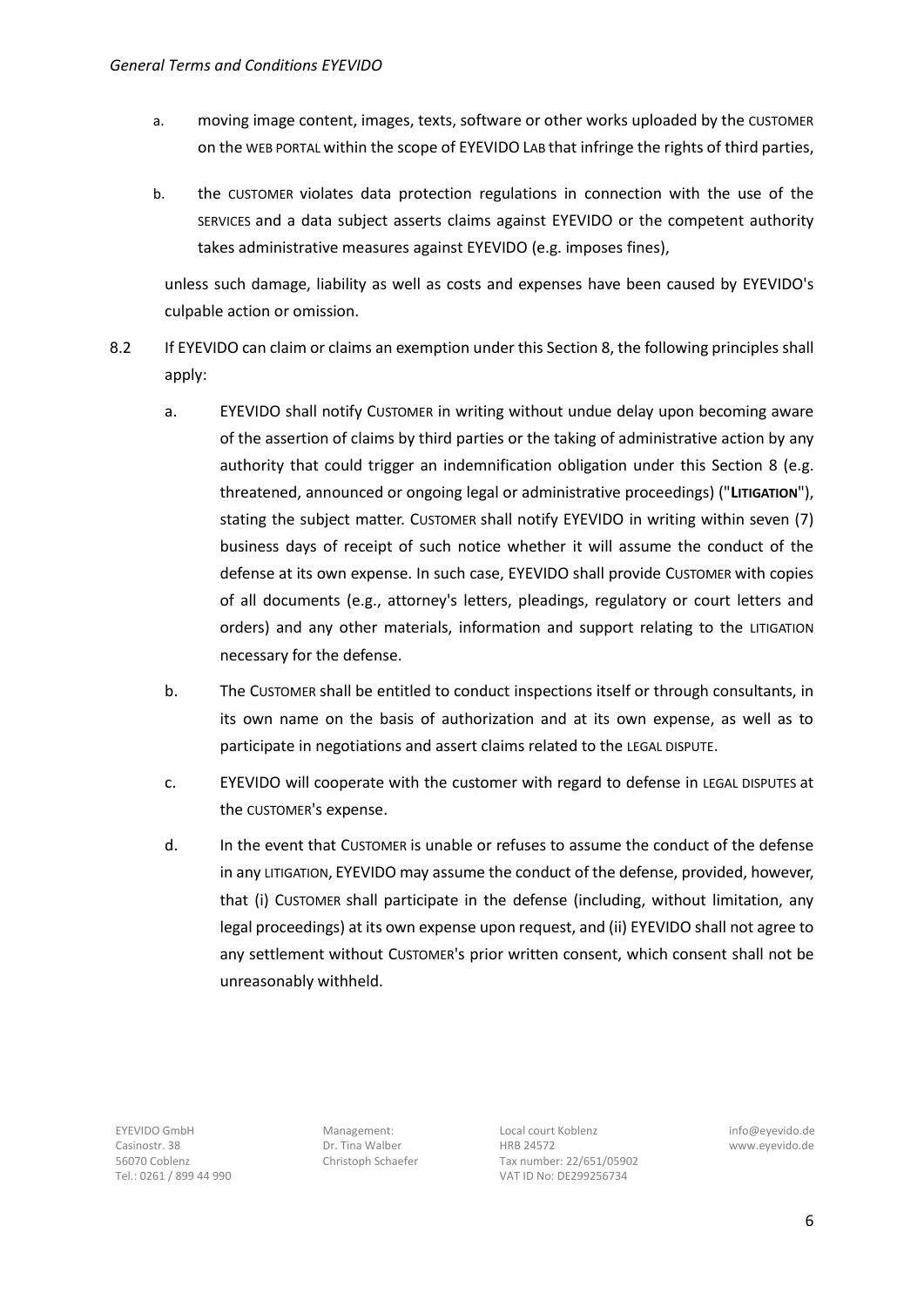a. moving image content, images, texts, software or other works uploaded by the CUSTOMER on the WEB PORTAL within the scope of EYEVIDO LAB that infringe the rights of third parties,

b. the CUSTOMER violates data protection regulations in connection with the use of the SERVICES and a data subject asserts claims against EYEVIDO or the competent authority takes administrative measures against EYEVIDO (e.g. imposes fines),

unless such damage, liability as well as costs and expenses have been caused by EYEVIDO's culpable action or omission.

8.2 If EYEVIDO can claim or claims an exemption under this Section 8, the following principles shall apply:

a. EYEVIDO shall notify CUSTOMER in writing without undue delay upon becoming aware of the assertion of claims by third parties or the taking of administrative action by any authority that could trigger an indemnification obligation under this Section 8 (e.g. threatened, announced or ongoing legal or administrative proceedings) ("**LITIGATION**"), stating the subject matter. CUSTOMER shall notify EYEVIDO in writing within seven (7) business days of receipt of such notice whether it will assume the conduct of the defense at its own expense. In such case, EYEVIDO shall provide CUSTOMER with copies of all documents (e.g., attorney's letters, pleadings, regulatory or court letters and orders) and any other materials, information and support relating to the LITIGATION necessary for the defense.

b. The CUSTOMER shall be entitled to conduct inspections itself or through consultants, in its own name on the basis of authorization and at its own expense, as well as to participate in negotiations and assert claims related to the LEGAL DISPUTE.

c. EYEVIDO will cooperate with the customer with regard to defense in LEGAL DISPUTES at the CUSTOMER's expense.

d. In the event that CUSTOMER is unable or refuses to assume the conduct of the defense in any LITIGATION, EYEVIDO may assume the conduct of the defense, provided, however, that (i) CUSTOMER shall participate in the defense (including, without limitation, any legal proceedings) at its own expense upon request, and (ii) EYEVIDO shall not agree to any settlement without CUSTOMER's prior written consent, which consent shall not be unreasonably withheld.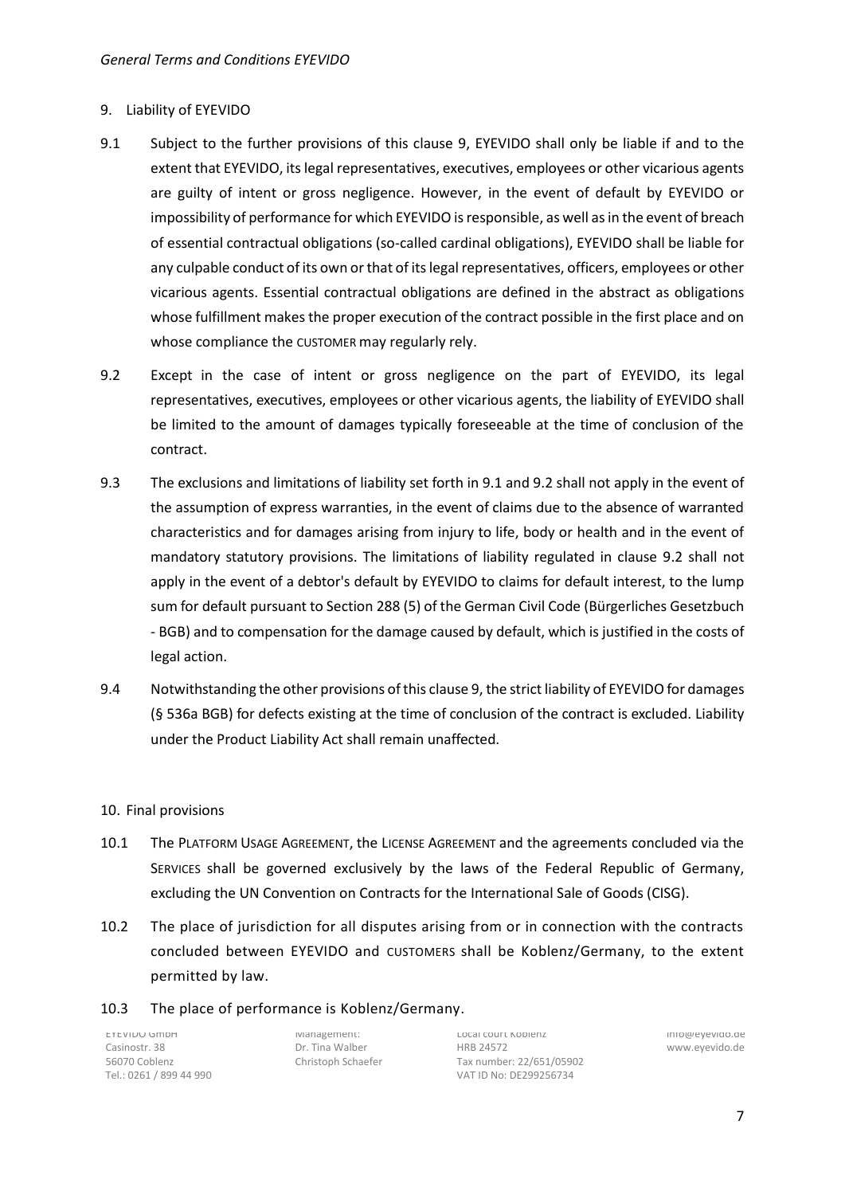## 9. Liability of EYEVIDO

9.1 Subject to the further provisions of this clause 9, EYEVIDO shall only be liable if and to the extent that EYEVIDO, its legal representatives, executives, employees or other vicarious agents are guilty of intent or gross negligence. However, in the event of default by EYEVIDO or impossibility of performance for which EYEVIDO is responsible, as well as in the event of breach of essential contractual obligations (so-called cardinal obligations), EYEVIDO shall be liable for any culpable conduct of its own or that of its legal representatives, officers, employees or other vicarious agents. Essential contractual obligations are defined in the abstract as obligations whose fulfillment makes the proper execution of the contract possible in the first place and on whose compliance the CUSTOMER may regularly rely.

9.2 Except in the case of intent or gross negligence on the part of EYEVIDO, its legal representatives, executives, employees or other vicarious agents, the liability of EYEVIDO shall be limited to the amount of damages typically foreseeable at the time of conclusion of the contract.

9.3 The exclusions and limitations of liability set forth in 9.1 and 9.2 shall not apply in the event of the assumption of express warranties, in the event of claims due to the absence of warranted characteristics and for damages arising from injury to life, body or health and in the event of mandatory statutory provisions. The limitations of liability regulated in clause 9.2 shall not apply in the event of a debtor's default by EYEVIDO to claims for default interest, to the lump sum for default pursuant to Section 288 (5) of the German Civil Code (Bürgerliches Gesetzbuch - BGB) and to compensation for the damage caused by default, which is justified in the costs of legal action.

9.4 Notwithstanding the other provisions of this clause 9, the strict liability of EYEVIDO for damages (§ 536a BGB) for defects existing at the time of conclusion of the contract is excluded. Liability under the Product Liability Act shall remain unaffected.

## 10. Final provisions

10.1 The PLATFORM USAGE AGREEMENT, the LICENSE AGREEMENT and the agreements concluded via the SERVICES shall be governed exclusively by the laws of the Federal Republic of Germany, excluding the UN Convention on Contracts for the International Sale of Goods (CISG).

10.2 The place of jurisdiction for all disputes arising from or in connection with the contracts concluded between EYEVIDO and CUSTOMERS shall be Koblenz/Germany, to the extent permitted by law.

10.3 The place of performance is Koblenz/Germany.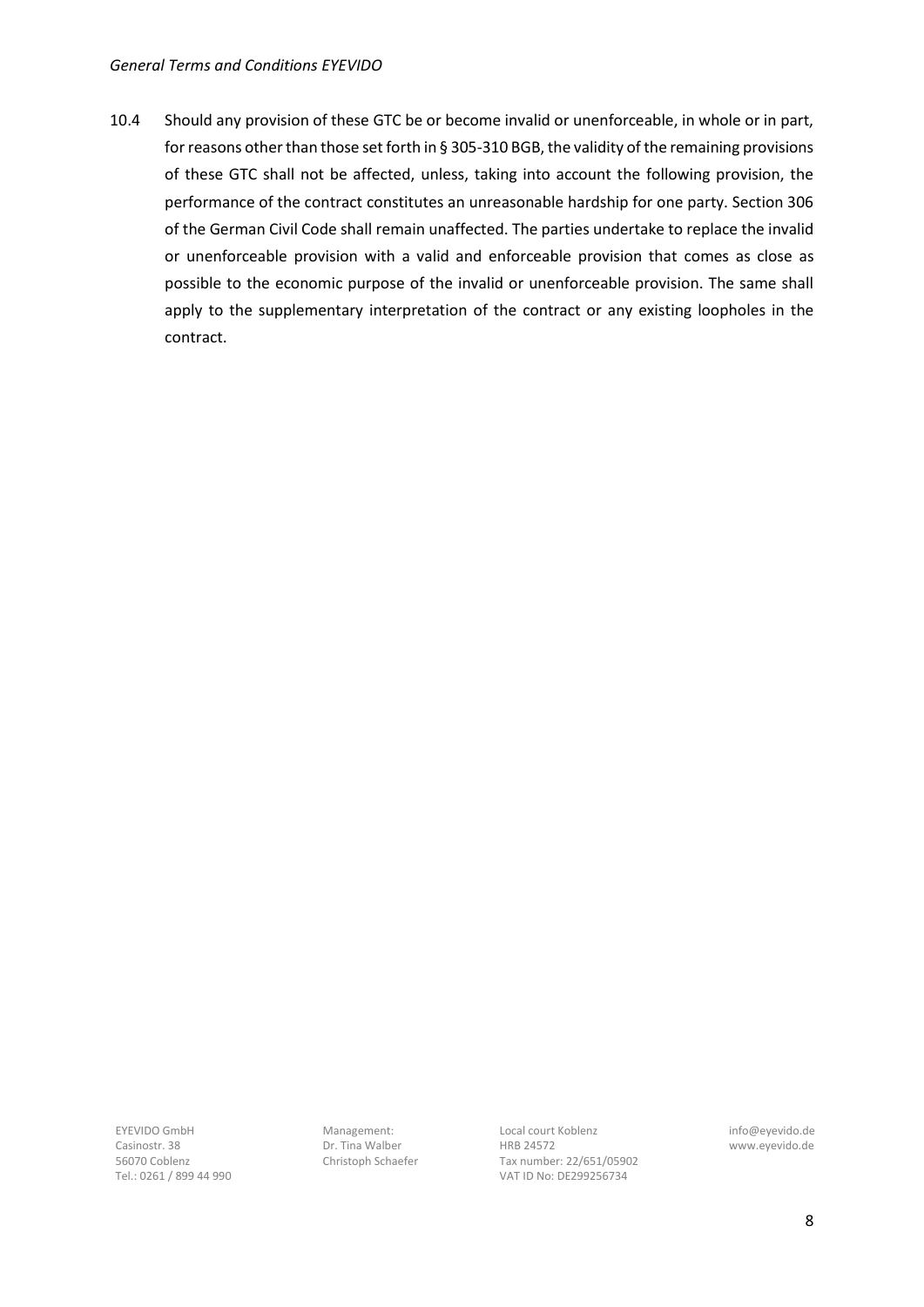10.4 Should any provision of these GTC be or become invalid or unenforceable, in whole or in part, for reasons other than those set forth in § 305-310 BGB, the validity of the remaining provisions of these GTC shall not be affected, unless, taking into account the following provision, the performance of the contract constitutes an unreasonable hardship for one party. Section 306 of the German Civil Code shall remain unaffected. The parties undertake to replace the invalid or unenforceable provision with a valid and enforceable provision that comes as close as possible to the economic purpose of the invalid or unenforceable provision. The same shall apply to the supplementary interpretation of the contract or any existing loopholes in the contract.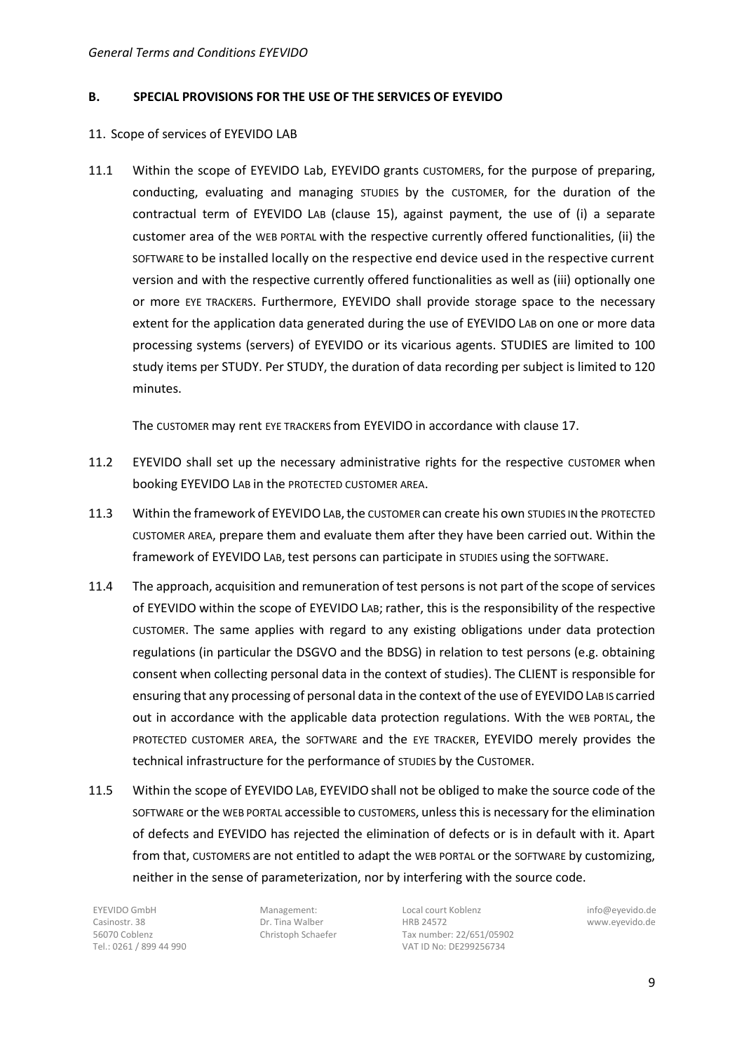## B. SPECIAL PROVISIONS FOR THE USE OF THE SERVICES OF EYEVIDO

### 11. Scope of services of EYEVIDO LAB

11.1 Within the scope of EYEVIDO Lab, EYEVIDO grants CUSTOMERS, for the purpose of preparing, conducting, evaluating and managing STUDIES by the CUSTOMER, for the duration of the contractual term of EYEVIDO LAB (clause 15), against payment, the use of (i) a separate customer area of the WEB PORTAL with the respective currently offered functionalities, (ii) the SOFTWARE to be installed locally on the respective end device used in the respective current version and with the respective currently offered functionalities as well as (iii) optionally one or more EYE TRACKERS. Furthermore, EYEVIDO shall provide storage space to the necessary extent for the application data generated during the use of EYEVIDO LAB on one or more data processing systems (servers) of EYEVIDO or its vicarious agents. STUDIES are limited to 100 study items per STUDY. Per STUDY, the duration of data recording per subject is limited to 120 minutes.

The CUSTOMER may rent EYE TRACKERS from EYEVIDO in accordance with clause 17.

11.2 EYEVIDO shall set up the necessary administrative rights for the respective CUSTOMER when booking EYEVIDO LAB in the PROTECTED CUSTOMER AREA.

11.3 Within the framework of EYEVIDO LAB, the CUSTOMER can create his own STUDIES IN the PROTECTED CUSTOMER AREA, prepare them and evaluate them after they have been carried out. Within the framework of EYEVIDO LAB, test persons can participate in STUDIES using the SOFTWARE.

11.4 The approach, acquisition and remuneration of test persons is not part of the scope of services of EYEVIDO within the scope of EYEVIDO LAB; rather, this is the responsibility of the respective CUSTOMER. The same applies with regard to any existing obligations under data protection regulations (in particular the DSGVO and the BDSG) in relation to test persons (e.g. obtaining consent when collecting personal data in the context of studies). The CLIENT is responsible for ensuring that any processing of personal data in the context of the use of EYEVIDO LAB IS carried out in accordance with the applicable data protection regulations. With the WEB PORTAL, the PROTECTED CUSTOMER AREA, the SOFTWARE and the EYE TRACKER, EYEVIDO merely provides the technical infrastructure for the performance of STUDIES by the CUSTOMER.

11.5 Within the scope of EYEVIDO LAB, EYEVIDO shall not be obliged to make the source code of the SOFTWARE or the WEB PORTAL accessible to CUSTOMERS, unless this is necessary for the elimination of defects and EYEVIDO has rejected the elimination of defects or is in default with it. Apart from that, CUSTOMERS are not entitled to adapt the WEB PORTAL or the SOFTWARE by customizing, neither in the sense of parameterization, nor by interfering with the source code.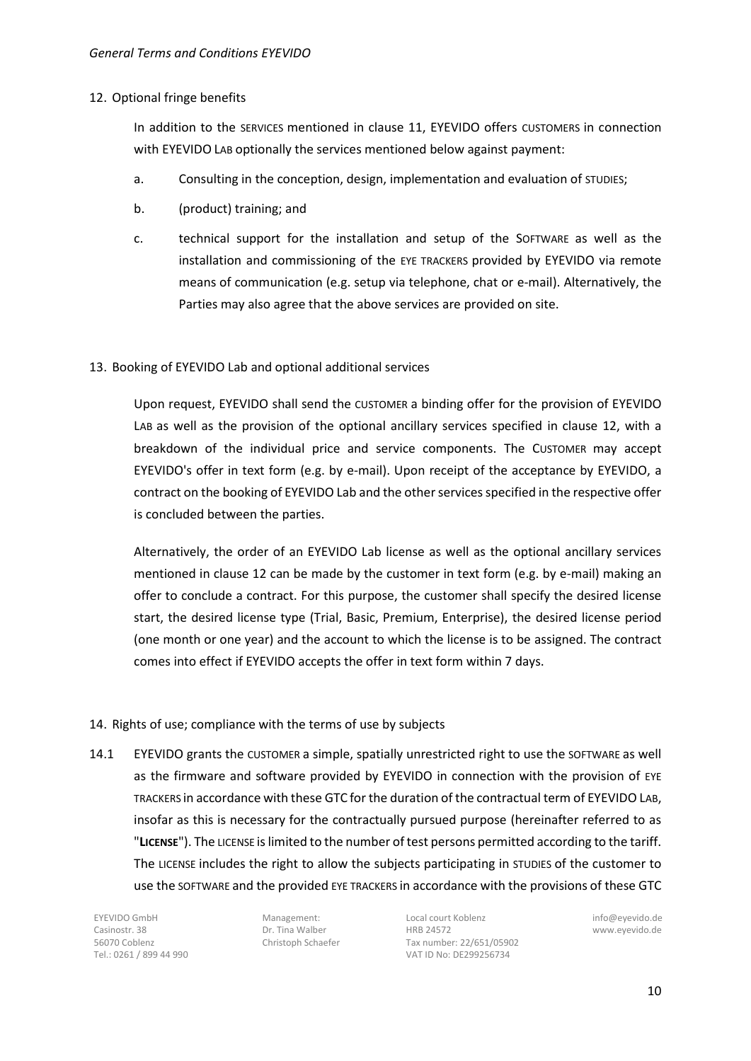## 12. Optional fringe benefits

In addition to the SERVICES mentioned in clause 11, EYEVIDO offers CUSTOMERS in connection with EYEVIDO LAB optionally the services mentioned below against payment:

a. Consulting in the conception, design, implementation and evaluation of STUDIES;

b. (product) training; and

c. technical support for the installation and setup of the SOFTWARE as well as the installation and commissioning of the EYE TRACKERS provided by EYEVIDO via remote means of communication (e.g. setup via telephone, chat or e-mail). Alternatively, the Parties may also agree that the above services are provided on site.

## 13. Booking of EYEVIDO Lab and optional additional services

Upon request, EYEVIDO shall send the CUSTOMER a binding offer for the provision of EYEVIDO LAB as well as the provision of the optional ancillary services specified in clause 12, with a breakdown of the individual price and service components. The CUSTOMER may accept EYEVIDO's offer in text form (e.g. by e-mail). Upon receipt of the acceptance by EYEVIDO, a contract on the booking of EYEVIDO Lab and the other services specified in the respective offer is concluded between the parties.

Alternatively, the order of an EYEVIDO Lab license as well as the optional ancillary services mentioned in clause 12 can be made by the customer in text form (e.g. by e-mail) making an offer to conclude a contract. For this purpose, the customer shall specify the desired license start, the desired license type (Trial, Basic, Premium, Enterprise), the desired license period (one month or one year) and the account to which the license is to be assigned. The contract comes into effect if EYEVIDO accepts the offer in text form within 7 days.

## 14. Rights of use; compliance with the terms of use by subjects

14.1 EYEVIDO grants the CUSTOMER a simple, spatially unrestricted right to use the SOFTWARE as well as the firmware and software provided by EYEVIDO in connection with the provision of EYE TRACKERS in accordance with these GTC for the duration of the contractual term of EYEVIDO LAB, insofar as this is necessary for the contractually pursued purpose (hereinafter referred to as "**LICENSE**"). The LICENSE is limited to the number of test persons permitted according to the tariff. The LICENSE includes the right to allow the subjects participating in STUDIES of the customer to use the SOFTWARE and the provided EYE TRACKERS in accordance with the provisions of these GTC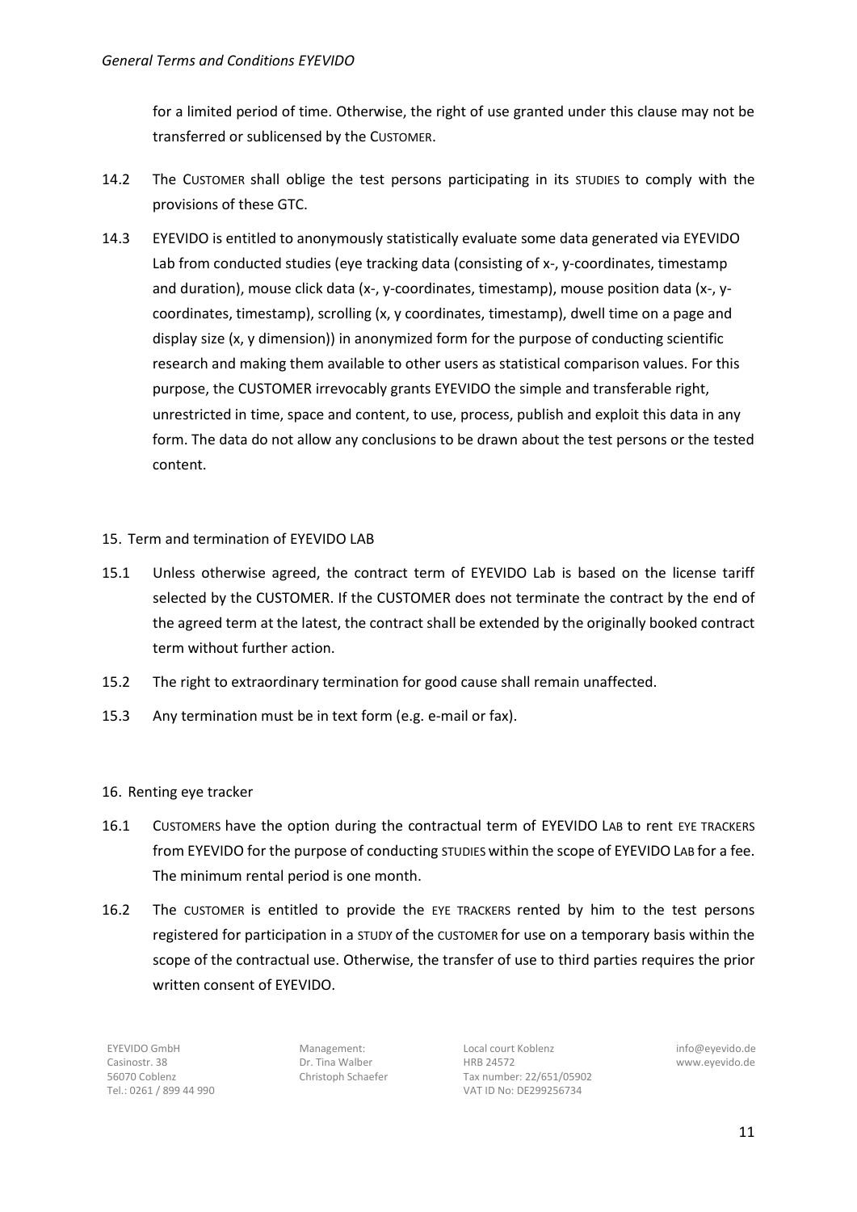for a limited period of time. Otherwise, the right of use granted under this clause may not be transferred or sublicensed by the CUSTOMER.

14.2 The CUSTOMER shall oblige the test persons participating in its STUDIES to comply with the provisions of these GTC.

14.3 EYEVIDO is entitled to anonymously statistically evaluate some data generated via EYEVIDO Lab from conducted studies (eye tracking data (consisting of x-, y-coordinates, timestamp and duration), mouse click data (x-, y-coordinates, timestamp), mouse position data (x-, y-coordinates, timestamp), scrolling (x, y coordinates, timestamp), dwell time on a page and display size (x, y dimension)) in anonymized form for the purpose of conducting scientific research and making them available to other users as statistical comparison values. For this purpose, the CUSTOMER irrevocably grants EYEVIDO the simple and transferable right, unrestricted in time, space and content, to use, process, publish and exploit this data in any form. The data do not allow any conclusions to be drawn about the test persons or the tested content.

## 15. Term and termination of EYEVIDO LAB

15.1 Unless otherwise agreed, the contract term of EYEVIDO Lab is based on the license tariff selected by the CUSTOMER. If the CUSTOMER does not terminate the contract by the end of the agreed term at the latest, the contract shall be extended by the originally booked contract term without further action.

15.2 The right to extraordinary termination for good cause shall remain unaffected.

15.3 Any termination must be in text form (e.g. e-mail or fax).

## 16. Renting eye tracker

16.1 CUSTOMERS have the option during the contractual term of EYEVIDO LAB to rent EYE TRACKERS from EYEVIDO for the purpose of conducting STUDIES within the scope of EYEVIDO LAB for a fee. The minimum rental period is one month.

16.2 The CUSTOMER is entitled to provide the EYE TRACKERS rented by him to the test persons registered for participation in a STUDY of the CUSTOMER for use on a temporary basis within the scope of the contractual use. Otherwise, the transfer of use to third parties requires the prior written consent of EYEVIDO.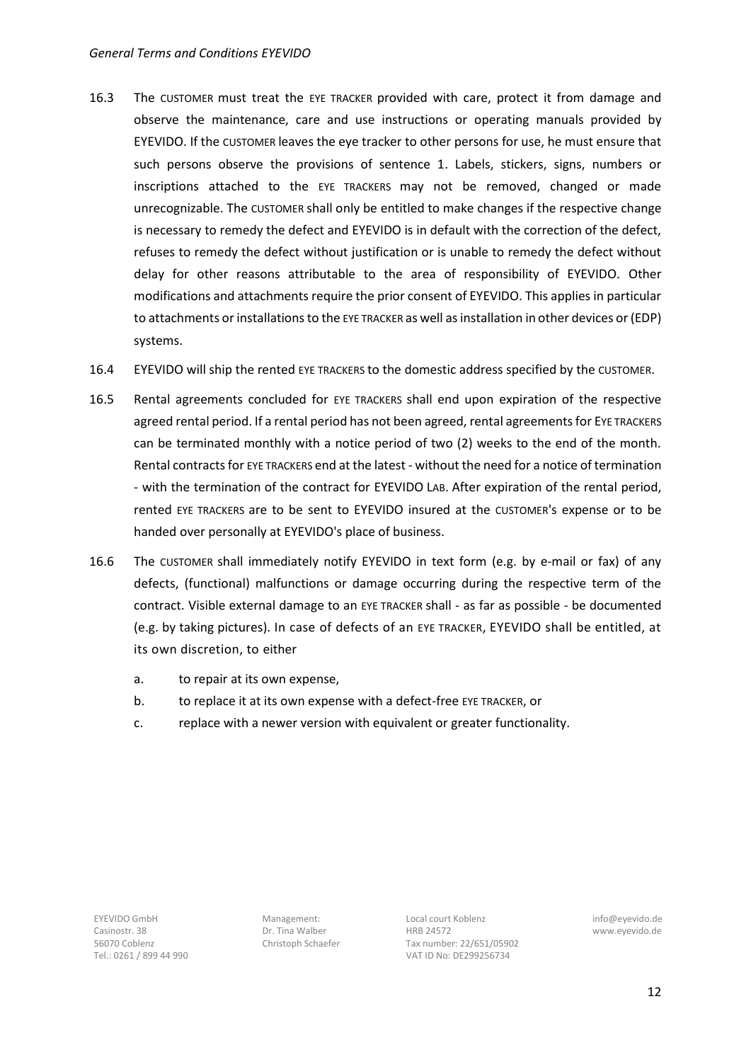16.3 The CUSTOMER must treat the EYE TRACKER provided with care, protect it from damage and observe the maintenance, care and use instructions or operating manuals provided by EYEVIDO. If the CUSTOMER leaves the eye tracker to other persons for use, he must ensure that such persons observe the provisions of sentence 1. Labels, stickers, signs, numbers or inscriptions attached to the EYE TRACKERS may not be removed, changed or made unrecognizable. The CUSTOMER shall only be entitled to make changes if the respective change is necessary to remedy the defect and EYEVIDO is in default with the correction of the defect, refuses to remedy the defect without justification or is unable to remedy the defect without delay for other reasons attributable to the area of responsibility of EYEVIDO. Other modifications and attachments require the prior consent of EYEVIDO. This applies in particular to attachments or installations to the EYE TRACKER as well as installation in other devices or (EDP) systems.

16.4 EYEVIDO will ship the rented EYE TRACKERS to the domestic address specified by the CUSTOMER.

16.5 Rental agreements concluded for EYE TRACKERS shall end upon expiration of the respective agreed rental period. If a rental period has not been agreed, rental agreements for EYE TRACKERS can be terminated monthly with a notice period of two (2) weeks to the end of the month. Rental contracts for EYE TRACKERS end at the latest - without the need for a notice of termination - with the termination of the contract for EYEVIDO LAB. After expiration of the rental period, rented EYE TRACKERS are to be sent to EYEVIDO insured at the CUSTOMER's expense or to be handed over personally at EYEVIDO's place of business.

16.6 The CUSTOMER shall immediately notify EYEVIDO in text form (e.g. by e-mail or fax) of any defects, (functional) malfunctions or damage occurring during the respective term of the contract. Visible external damage to an EYE TRACKER shall - as far as possible - be documented (e.g. by taking pictures). In case of defects of an EYE TRACKER, EYEVIDO shall be entitled, at its own discretion, to either

a. to repair at its own expense,

b. to replace it at its own expense with a defect-free EYE TRACKER, or

c. replace with a newer version with equivalent or greater functionality.